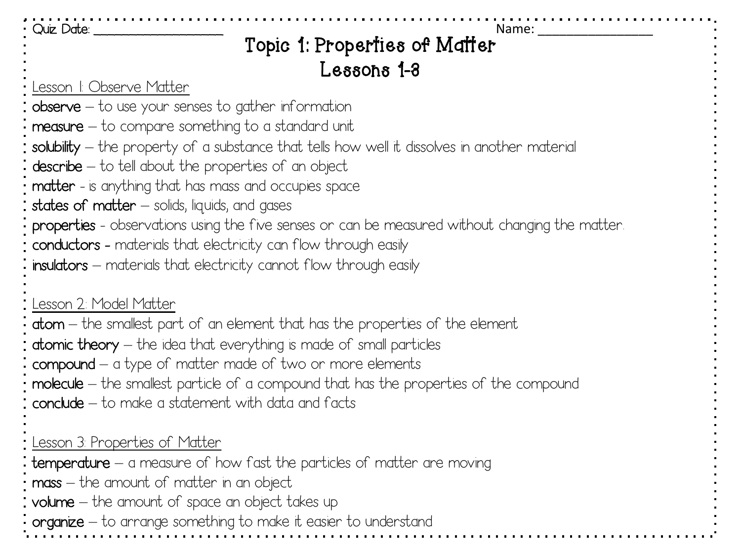Quiz Date: ____________________ Name: __________________

# Topic 1: Properties of Matter
## Lessons 1-3

### Lesson 1: Observe Matter

**observe** – to use your senses to gather information
**measure** – to compare something to a standard unit
**solubility** – the property of a substance that tells how well it dissolves in another material
**describe** – to tell about the properties of an object
**matter** - is anything that has mass and occupies space
**states of matter** – solids, liquids, and gases
**properties** - observations using the five senses or can be measured without changing the matter.
**conductors** - materials that electricity can flow through easily
**insulators** – materials that electricity cannot flow through easily

### Lesson 2: Model Matter

**atom** – the smallest part of an element that has the properties of the element
**atomic theory** – the idea that everything is made of small particles
**compound** – a type of matter made of two or more elements
**molecule** – the smallest particle of a compound that has the properties of the compound
**conclude** – to make a statement with data and facts

### Lesson 3: Properties of Matter

**temperature** – a measure of how fast the particles of matter are moving
**mass** – the amount of matter in an object
**volume** – the amount of space an object takes up
**organize** – to arrange something to make it easier to understand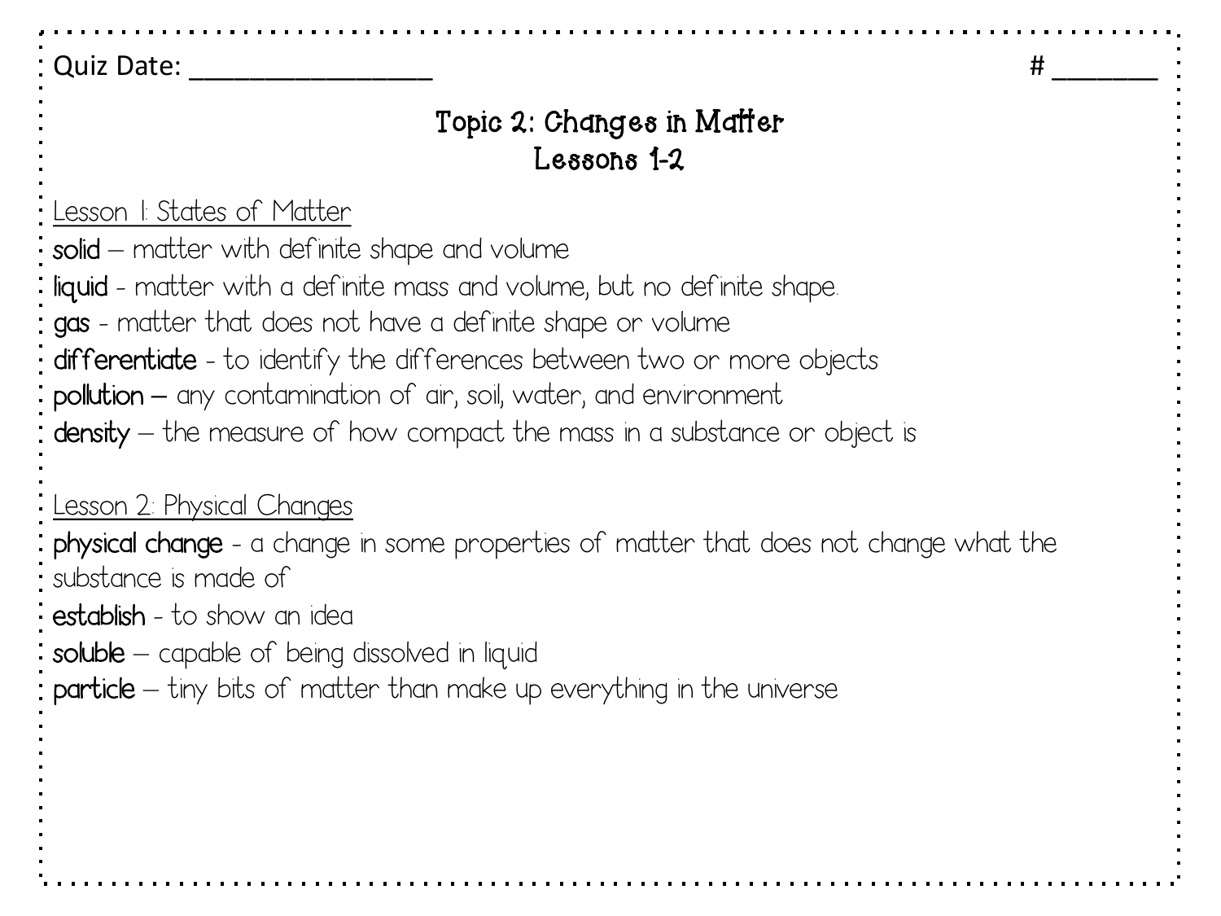Quiz Date: ________________ # _______

# Topic 2: Changes in Matter
## Lessons 1-2

Lesson 1: States of Matter

**solid** – matter with definite shape and volume
**liquid** - matter with a definite mass and volume, but no definite shape.
**gas** - matter that does not have a definite shape or volume
**differentiate** - to identify the differences between two or more objects
**pollution** – any contamination of air, soil, water, and environment
**density** – the measure of how compact the mass in a substance or object is

Lesson 2: Physical Changes

**physical change** - a change in some properties of matter that does not change what the substance is made of
**establish** - to show an idea
**soluble** – capable of being dissolved in liquid
**particle** – tiny bits of matter than make up everything in the universe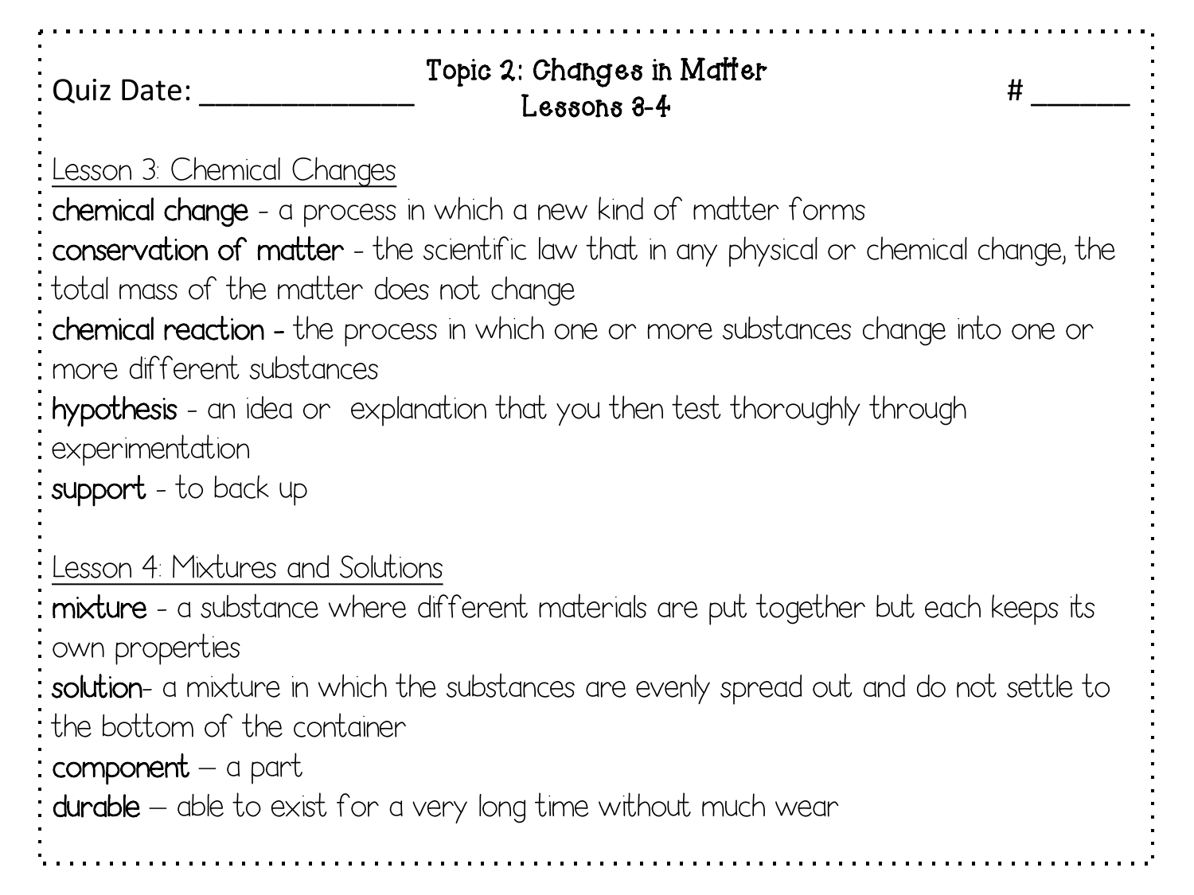Quiz Date: ______________

# Topic 2: Changes in Matter
## Lessons 3-4

# ______

Lesson 3: Chemical Changes

**chemical change** - a process in which a new kind of matter forms

**conservation of matter** - the scientific law that in any physical or chemical change, the total mass of the matter does not change

**chemical reaction** - the process in which one or more substances change into one or more different substances

**hypothesis** - an idea or explanation that you then test thoroughly through experimentation

**support** - to back up

Lesson 4: Mixtures and Solutions

**mixture** - a substance where different materials are put together but each keeps its own properties

**solution**- a mixture in which the substances are evenly spread out and do not settle to the bottom of the container

**component** – a part

**durable** – able to exist for a very long time without much wear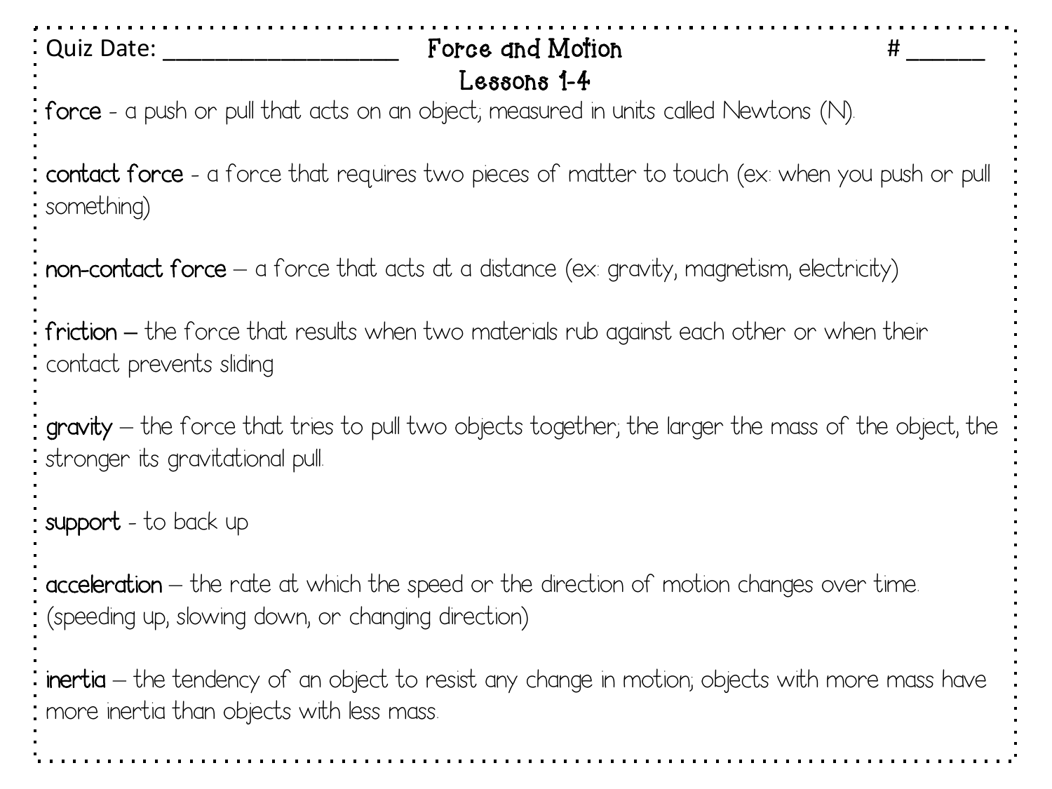Quiz Date: ____________________ **Force and Motion** # ______

## Lessons 1-4

**force** - a push or pull that acts on an object; measured in units called Newtons (N).

**contact force** - a force that requires two pieces of matter to touch (ex: when you push or pull something)

**non-contact force** – a force that acts at a distance (ex: gravity, magnetism, electricity)

**friction** – the force that results when two materials rub against each other or when their contact prevents sliding

**gravity** – the force that tries to pull two objects together; the larger the mass of the object, the stronger its gravitational pull.

**support** - to back up

**acceleration** – the rate at which the speed or the direction of motion changes over time. (speeding up, slowing down, or changing direction)

**inertia** – the tendency of an object to resist any change in motion; objects with more mass have more inertia than objects with less mass.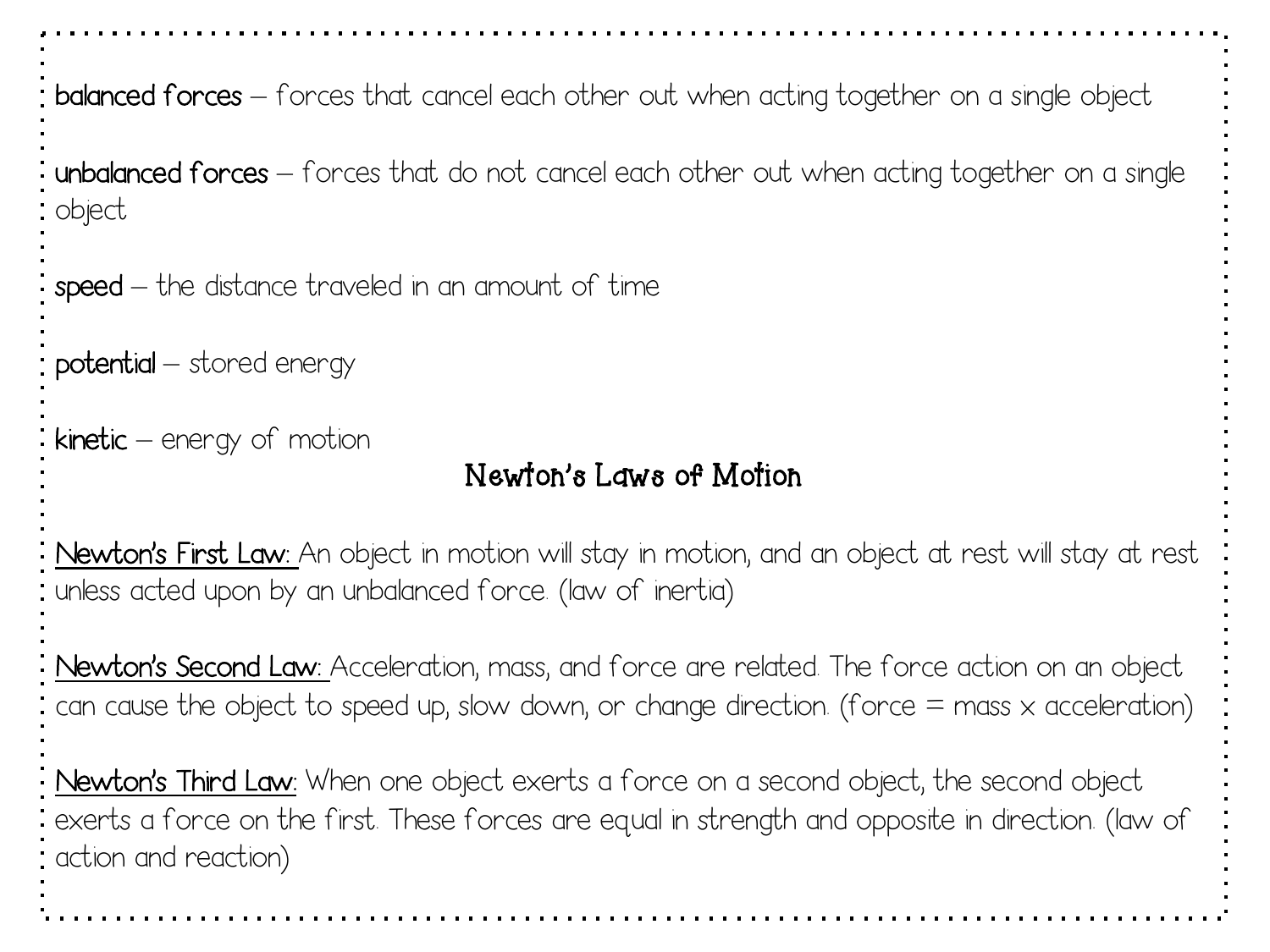**balanced forces** – forces that cancel each other out when acting together on a single object

**unbalanced forces** – forces that do not cancel each other out when acting together on a single object

**speed** – the distance traveled in an amount of time

**potential** – stored energy

**kinetic** – energy of motion

## Newton's Laws of Motion

<u>Newton's First Law:</u> An object in motion will stay in motion, and an object at rest will stay at rest unless acted upon by an unbalanced force. (law of inertia)

<u>Newton's Second Law:</u> Acceleration, mass, and force are related. The force action on an object can cause the object to speed up, slow down, or change direction. (force = mass x acceleration)

<u>Newton's Third Law:</u> When one object exerts a force on a second object, the second object exerts a force on the first. These forces are equal in strength and opposite in direction. (law of action and reaction)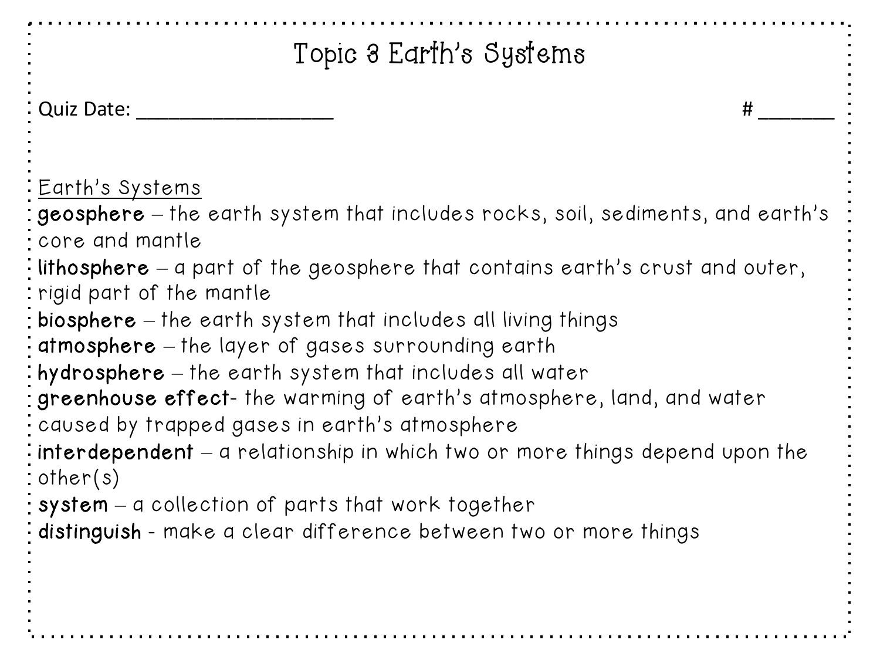# Topic 3 Earth's Systems

Quiz Date: ___________________ # _______

Earth's Systems

**geosphere** – the earth system that includes rocks, soil, sediments, and earth's core and mantle

**lithosphere** – a part of the geosphere that contains earth's crust and outer, rigid part of the mantle

**biosphere** – the earth system that includes all living things

**atmosphere** – the layer of gases surrounding earth

**hydrosphere** – the earth system that includes all water

**greenhouse effect**- the warming of earth's atmosphere, land, and water caused by trapped gases in earth's atmosphere

**interdependent** – a relationship in which two or more things depend upon the other(s)

**system** – a collection of parts that work together

**distinguish** - make a clear difference between two or more things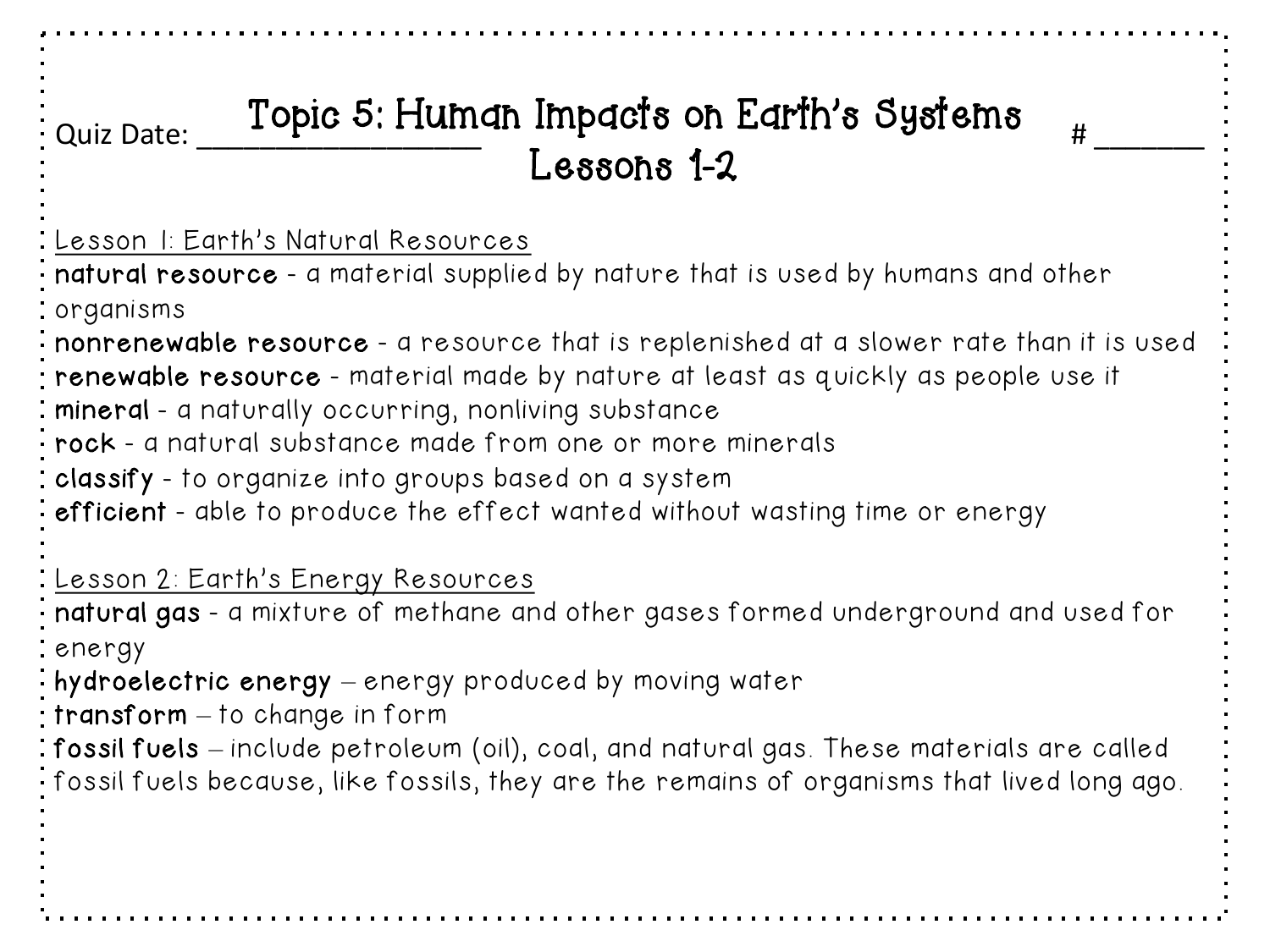Quiz Date: ________________ # ______

# Topic 5: Human Impacts on Earth's Systems
## Lessons 1-2

Lesson 1: Earth's Natural Resources

**natural resource** - a material supplied by nature that is used by humans and other organisms
**nonrenewable resource** - a resource that is replenished at a slower rate than it is used
**renewable resource** - material made by nature at least as quickly as people use it
**mineral** - a naturally occurring, nonliving substance
**rock** - a natural substance made from one or more minerals
**classify** - to organize into groups based on a system
**efficient** - able to produce the effect wanted without wasting time or energy

Lesson 2: Earth's Energy Resources

**natural gas** - a mixture of methane and other gases formed underground and used for energy
**hydroelectric energy** – energy produced by moving water
**transform** – to change in form
**fossil fuels** – include petroleum (oil), coal, and natural gas. These materials are called fossil fuels because, like fossils, they are the remains of organisms that lived long ago.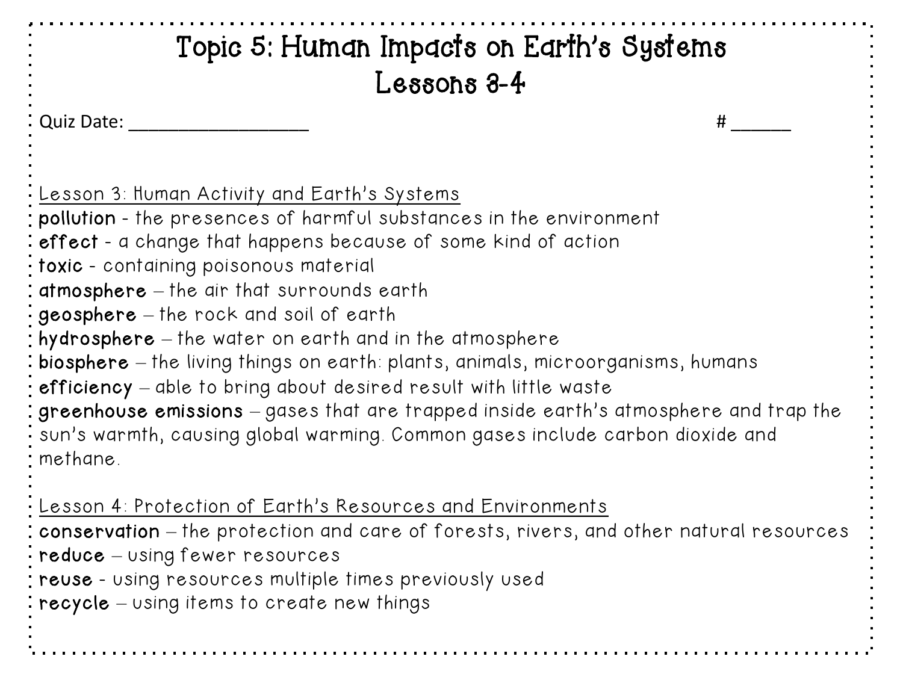# Topic 5: Human Impacts on Earth's Systems
# Lessons 3-4

Quiz Date: ___________________ # ______

Lesson 3: Human Activity and Earth's Systems

**pollution** - the presences of harmful substances in the environment
**effect** - a change that happens because of some kind of action
**toxic** - containing poisonous material
**atmosphere** – the air that surrounds earth
**geosphere** – the rock and soil of earth
**hydrosphere** – the water on earth and in the atmosphere
**biosphere** – the living things on earth: plants, animals, microorganisms, humans
**efficiency** – able to bring about desired result with little waste
**greenhouse emissions** – gases that are trapped inside earth's atmosphere and trap the sun's warmth, causing global warming. Common gases include carbon dioxide and methane.

Lesson 4: Protection of Earth's Resources and Environments

**conservation** – the protection and care of forests, rivers, and other natural resources
**reduce** – using fewer resources
**reuse** - using resources multiple times previously used
**recycle** – using items to create new things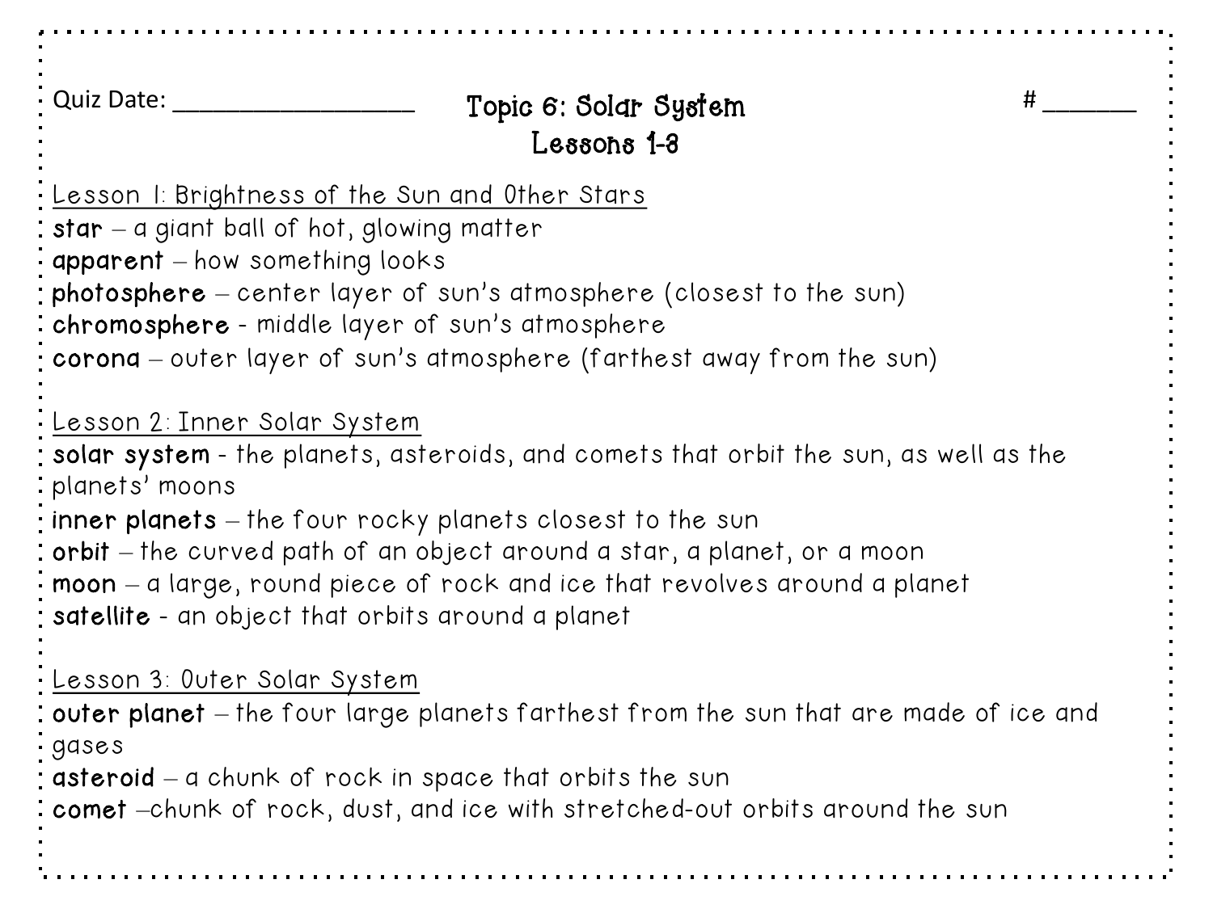Quiz Date: ___________________ # _______

# Topic 6: Solar System
## Lessons 1-3

<u>Lesson 1: Brightness of the Sun and Other Stars</u>

**star** – a giant ball of hot, glowing matter
**apparent** – how something looks
**photosphere** – center layer of sun's atmosphere (closest to the sun)
**chromosphere** - middle layer of sun's atmosphere
**corona** – outer layer of sun's atmosphere (farthest away from the sun)

<u>Lesson 2: Inner Solar System</u>

**solar system** - the planets, asteroids, and comets that orbit the sun, as well as the planets' moons
**inner planets** – the four rocky planets closest to the sun
**orbit** – the curved path of an object around a star, a planet, or a moon
**moon** – a large, round piece of rock and ice that revolves around a planet
**satellite** - an object that orbits around a planet

<u>Lesson 3: Outer Solar System</u>

**outer planet** – the four large planets farthest from the sun that are made of ice and gases
**asteroid** – a chunk of rock in space that orbits the sun
**comet** –chunk of rock, dust, and ice with stretched-out orbits around the sun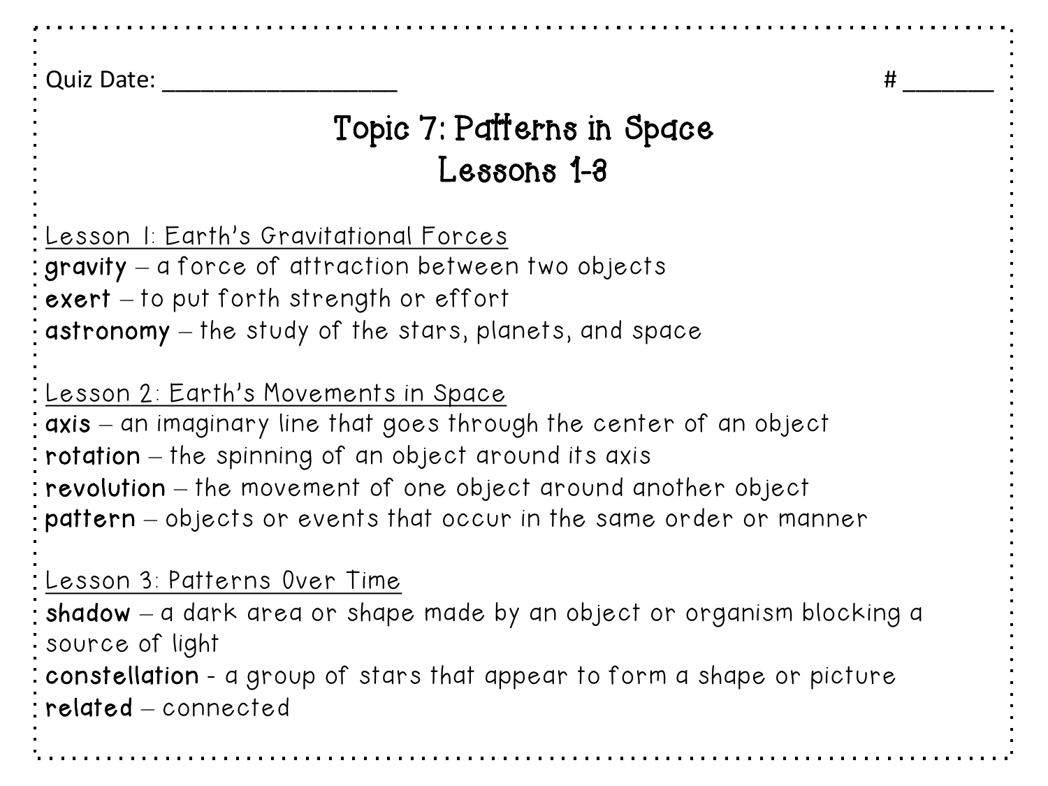Quiz Date: ____________________ # _______

# Topic 7: Patterns in Space
# Lessons 1-3

## Lesson 1: Earth's Gravitational Forces

**gravity** – a force of attraction between two objects
**exert** – to put forth strength or effort
**astronomy** – the study of the stars, planets, and space

## Lesson 2: Earth's Movements in Space

**axis** – an imaginary line that goes through the center of an object
**rotation** – the spinning of an object around its axis
**revolution** – the movement of one object around another object
**pattern** – objects or events that occur in the same order or manner

## Lesson 3: Patterns Over Time

**shadow** – a dark area or shape made by an object or organism blocking a source of light
**constellation** - a group of stars that appear to form a shape or picture
**related** – connected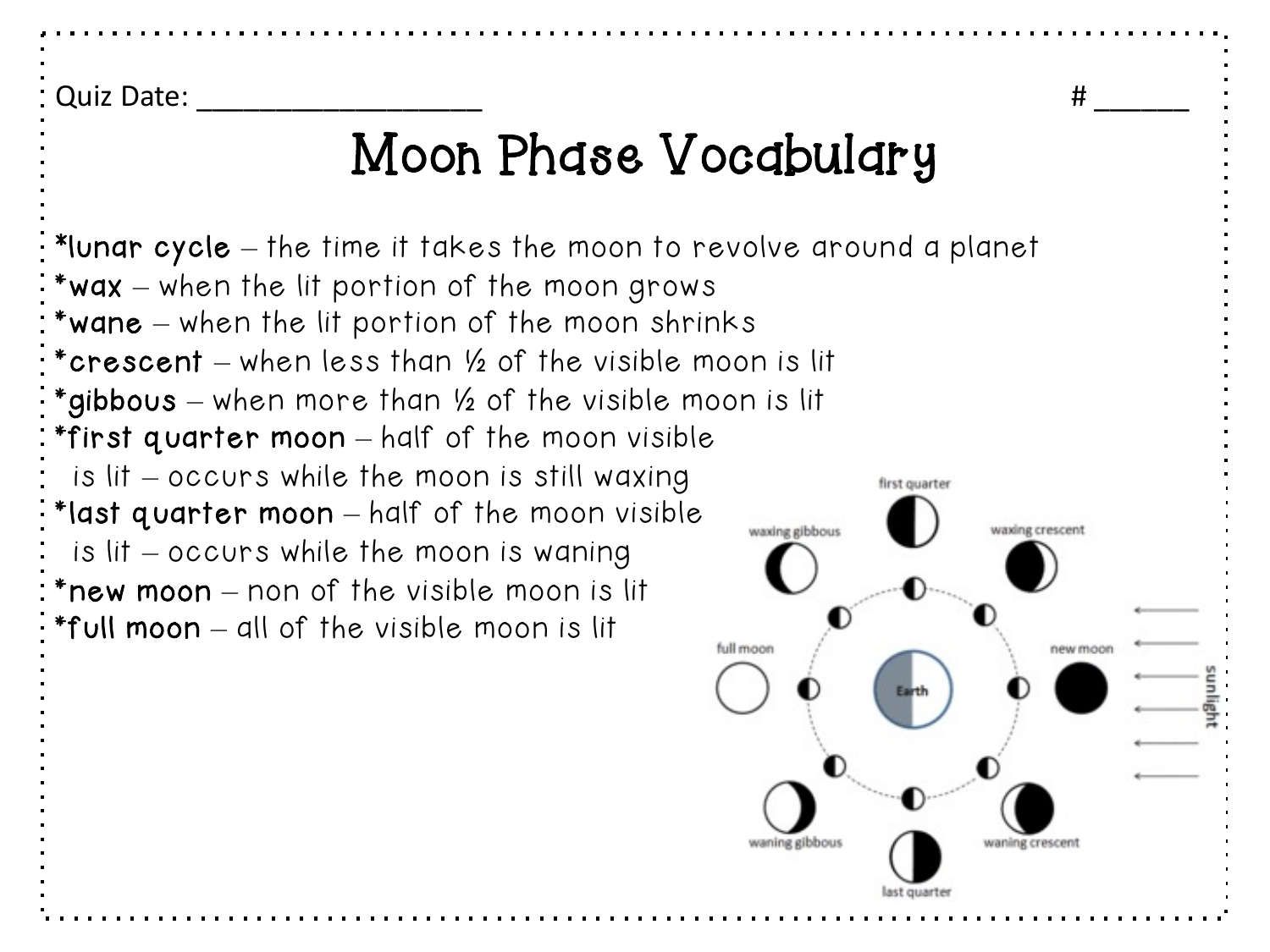Quiz Date: ___________________ # ______

# Moon Phase Vocabulary

*__lunar cycle__ – the time it takes the moon to revolve around a planet
*__wax__ – when the lit portion of the moon grows
*__wane__ – when the lit portion of the moon shrinks
*__crescent__ – when less than ½ of the visible moon is lit
*__gibbous__ – when more than ½ of the visible moon is lit
*__first quarter moon__ – half of the moon visible is lit – occurs while the moon is still waxing
*__last quarter moon__ – half of the moon visible is lit – occurs while the moon is waning
*__new moon__ – non of the visible moon is lit
*__full moon__ – all of the visible moon is lit

first quarter
waxing gibbous
waxing crescent
full moon
Earth
new moon
sunlight
waning gibbous
waning crescent
last quarter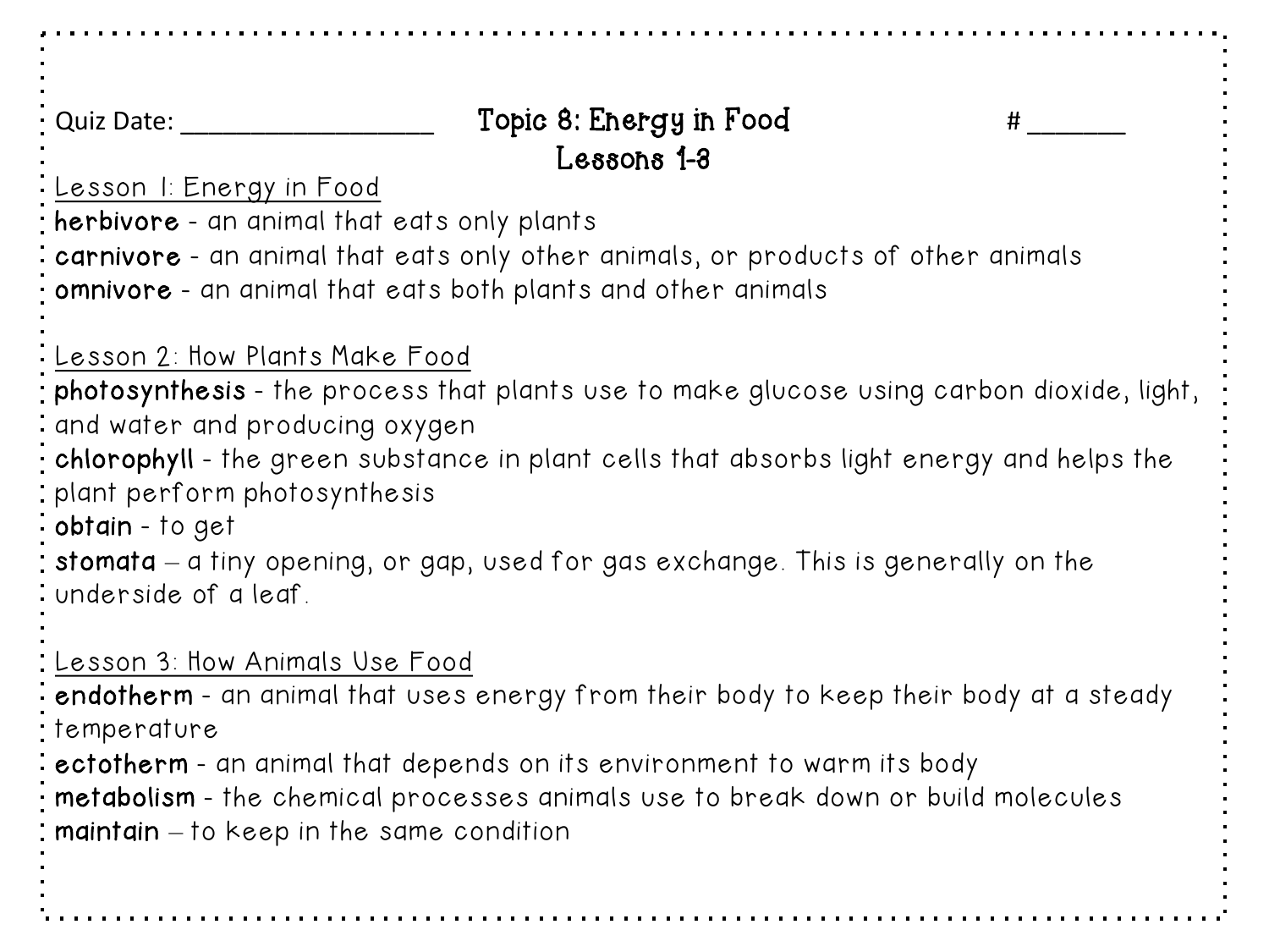Quiz Date: ___________________ **Topic 8: Energy in Food** # _______

**Lessons 1-3**

Lesson 1: Energy in Food

**herbivore** - an animal that eats only plants
**carnivore** - an animal that eats only other animals, or products of other animals
**omnivore** - an animal that eats both plants and other animals

Lesson 2: How Plants Make Food

**photosynthesis** - the process that plants use to make glucose using carbon dioxide, light, and water and producing oxygen
**chlorophyll** - the green substance in plant cells that absorbs light energy and helps the plant perform photosynthesis
**obtain** - to get
**stomata** – a tiny opening, or gap, used for gas exchange. This is generally on the underside of a leaf.

Lesson 3: How Animals Use Food

**endotherm** - an animal that uses energy from their body to keep their body at a steady temperature
**ectotherm** - an animal that depends on its environment to warm its body
**metabolism** - the chemical processes animals use to break down or build molecules
**maintain** – to keep in the same condition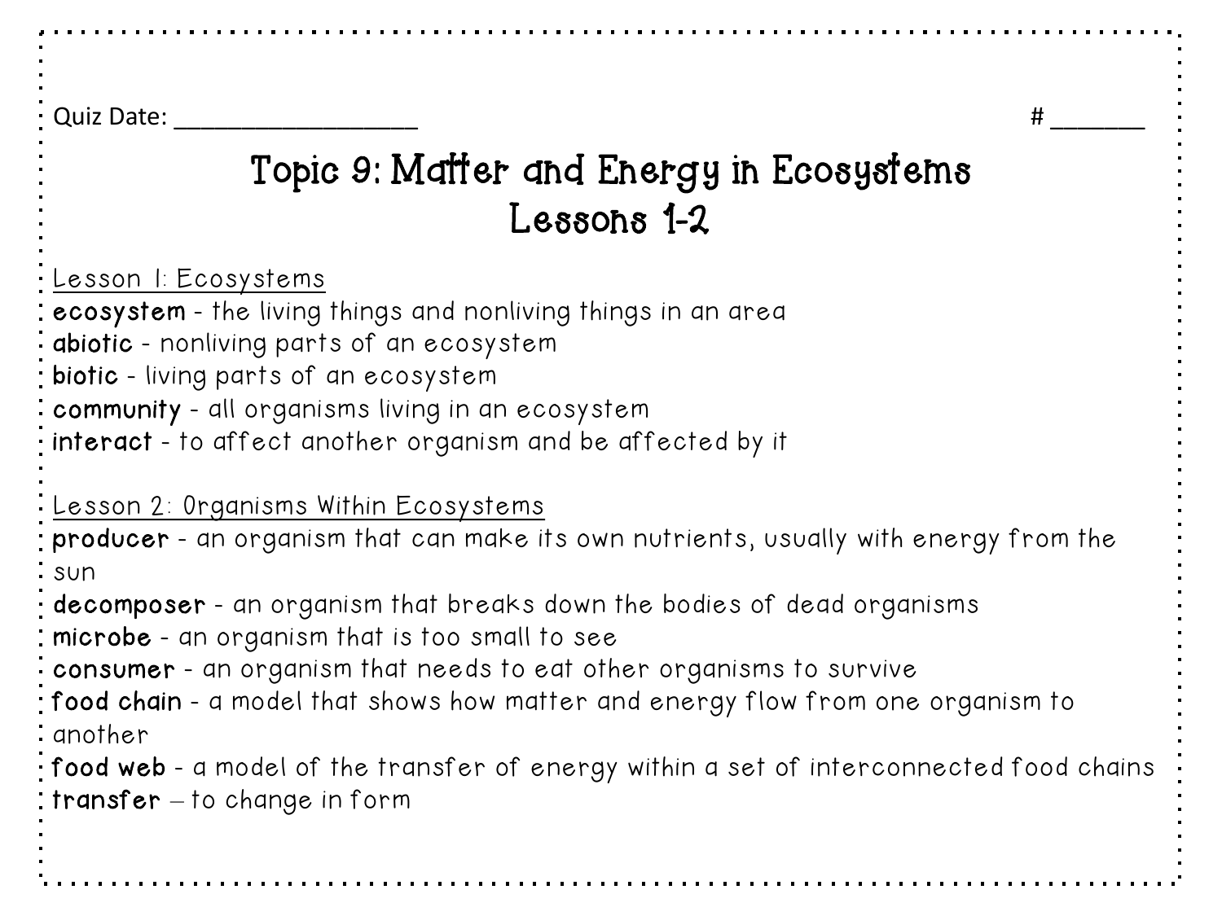Quiz Date: ___________________ # _______

# Topic 9: Matter and Energy in Ecosystems
## Lessons 1-2

Lesson 1: Ecosystems

**ecosystem** - the living things and nonliving things in an area
**abiotic** - nonliving parts of an ecosystem
**biotic** - living parts of an ecosystem
**community** - all organisms living in an ecosystem
**interact** - to affect another organism and be affected by it

Lesson 2: Organisms Within Ecosystems

**producer** - an organism that can make its own nutrients, usually with energy from the sun
**decomposer** - an organism that breaks down the bodies of dead organisms
**microbe** - an organism that is too small to see
**consumer** - an organism that needs to eat other organisms to survive
**food chain** - a model that shows how matter and energy flow from one organism to another
**food web** - a model of the transfer of energy within a set of interconnected food chains
**transfer** – to change in form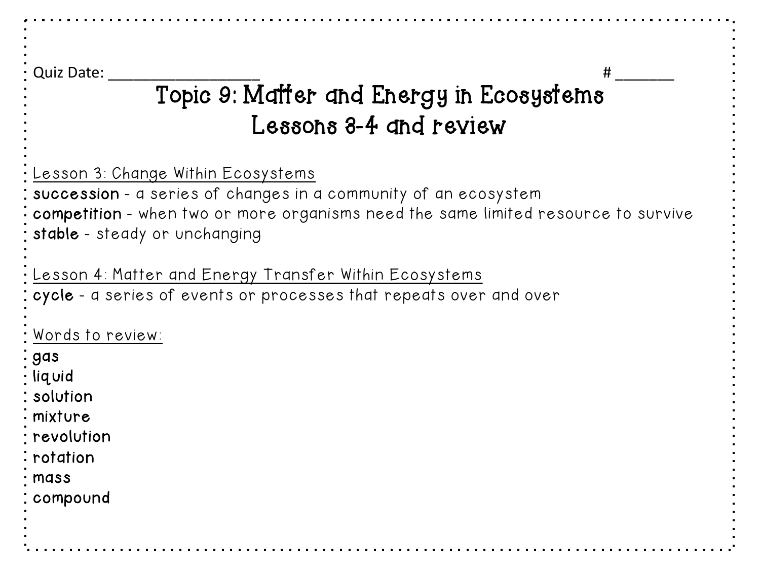Quiz Date: ____________________ # _______

# Topic 9: Matter and Energy in Ecosystems
## Lessons 3-4 and review

Lesson 3: Change Within Ecosystems

**succession** - a series of changes in a community of an ecosystem
**competition** - when two or more organisms need the same limited resource to survive
**stable** - steady or unchanging

Lesson 4: Matter and Energy Transfer Within Ecosystems

**cycle** - a series of events or processes that repeats over and over

Words to review:

**gas**
**liquid**
**solution**
**mixture**
**revolution**
**rotation**
**mass**
**compound**